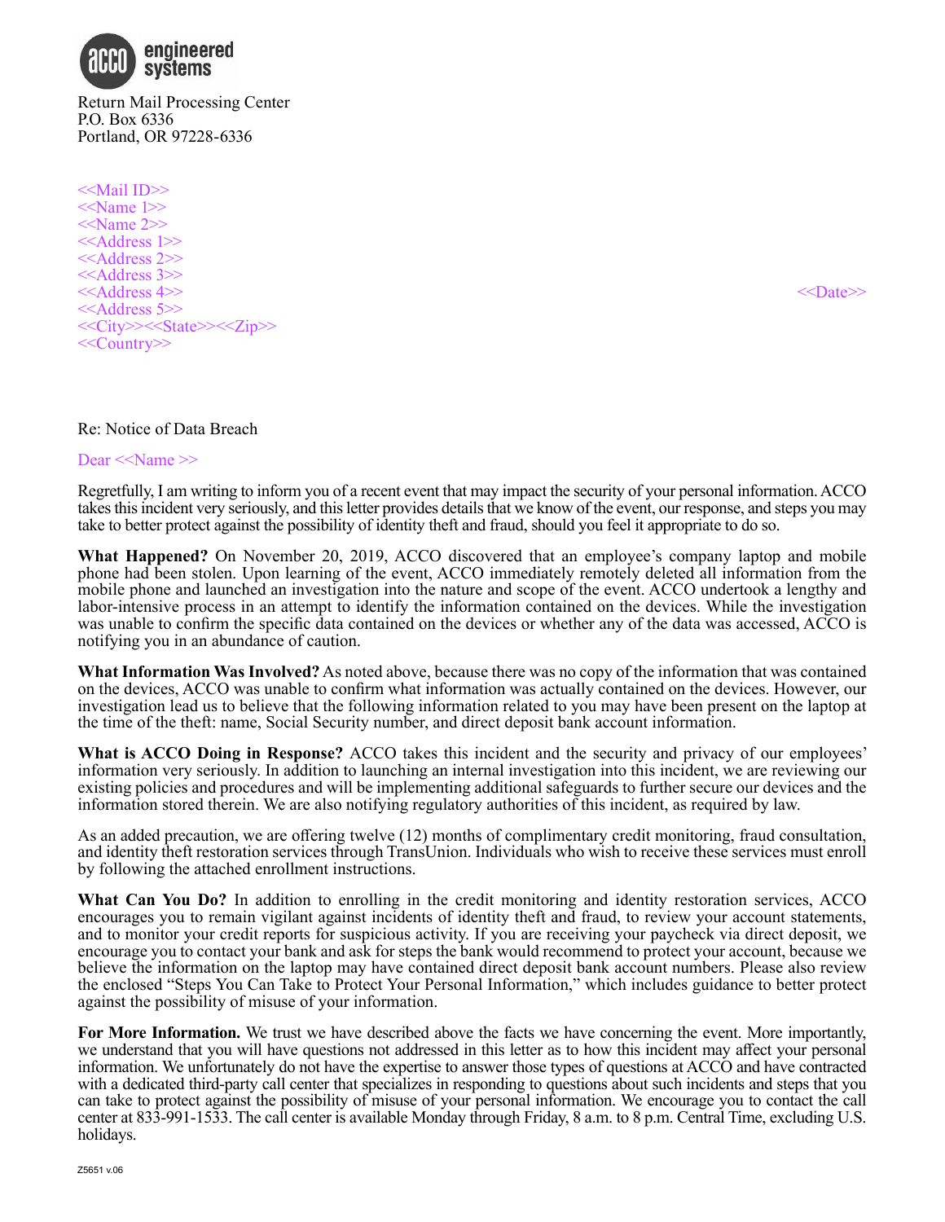acco engineered systems

Return Mail Processing Center
P.O. Box 6336
Portland, OR 97228-6336

<<Mail ID>>
<<Name 1>>
<<Name 2>>
<<Address 1>>
<<Address 2>>
<<Address 3>>
<<Address 4>>
<<Address 5>>
<<City>><<State>><<Zip>>
<<Country>>

<<Date>>

Re: Notice of Data Breach

Dear <<Name >>

Regretfully, I am writing to inform you of a recent event that may impact the security of your personal information. ACCO takes this incident very seriously, and this letter provides details that we know of the event, our response, and steps you may take to better protect against the possibility of identity theft and fraud, should you feel it appropriate to do so.

**What Happened?** On November 20, 2019, ACCO discovered that an employee's company laptop and mobile phone had been stolen. Upon learning of the event, ACCO immediately remotely deleted all information from the mobile phone and launched an investigation into the nature and scope of the event. ACCO undertook a lengthy and labor-intensive process in an attempt to identify the information contained on the devices. While the investigation was unable to confirm the specific data contained on the devices or whether any of the data was accessed, ACCO is notifying you in an abundance of caution.

**What Information Was Involved?** As noted above, because there was no copy of the information that was contained on the devices, ACCO was unable to confirm what information was actually contained on the devices. However, our investigation lead us to believe that the following information related to you may have been present on the laptop at the time of the theft: name, Social Security number, and direct deposit bank account information.

**What is ACCO Doing in Response?** ACCO takes this incident and the security and privacy of our employees' information very seriously. In addition to launching an internal investigation into this incident, we are reviewing our existing policies and procedures and will be implementing additional safeguards to further secure our devices and the information stored therein. We are also notifying regulatory authorities of this incident, as required by law.

As an added precaution, we are offering twelve (12) months of complimentary credit monitoring, fraud consultation, and identity theft restoration services through TransUnion. Individuals who wish to receive these services must enroll by following the attached enrollment instructions.

**What Can You Do?** In addition to enrolling in the credit monitoring and identity restoration services, ACCO encourages you to remain vigilant against incidents of identity theft and fraud, to review your account statements, and to monitor your credit reports for suspicious activity. If you are receiving your paycheck via direct deposit, we encourage you to contact your bank and ask for steps the bank would recommend to protect your account, because we believe the information on the laptop may have contained direct deposit bank account numbers. Please also review the enclosed "Steps You Can Take to Protect Your Personal Information," which includes guidance to better protect against the possibility of misuse of your information.

**For More Information.** We trust we have described above the facts we have concerning the event. More importantly, we understand that you will have questions not addressed in this letter as to how this incident may affect your personal information. We unfortunately do not have the expertise to answer those types of questions at ACCO and have contracted with a dedicated third-party call center that specializes in responding to questions about such incidents and steps that you can take to protect against the possibility of misuse of your personal information. We encourage you to contact the call center at 833-991-1533. The call center is available Monday through Friday, 8 a.m. to 8 p.m. Central Time, excluding U.S. holidays.

Z5651 v.06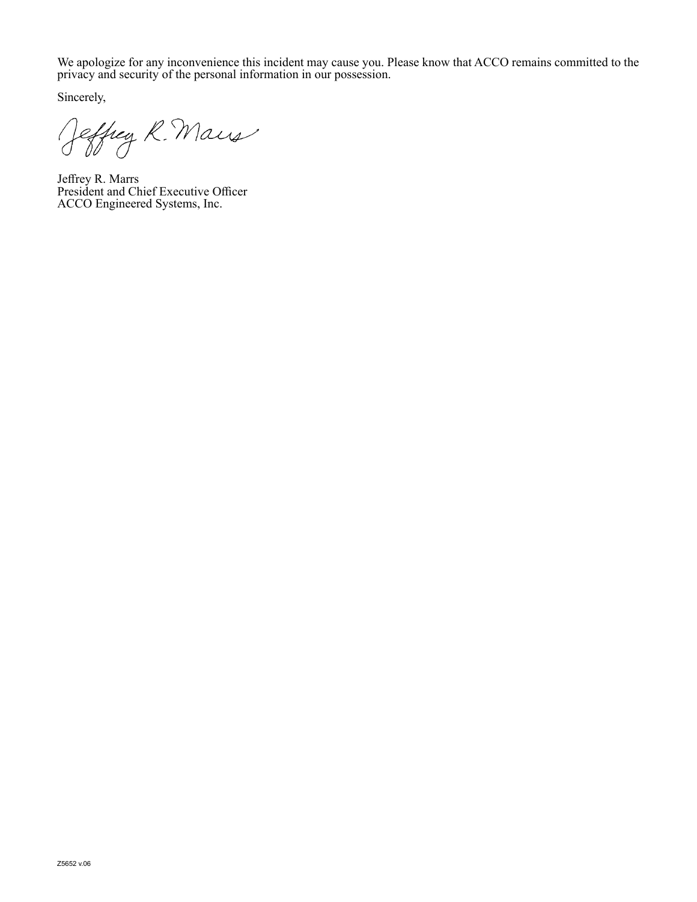We apologize for any inconvenience this incident may cause you. Please know that ACCO remains committed to the privacy and security of the personal information in our possession.

Sincerely,

Jeffrey R. Marrs
President and Chief Executive Officer
ACCO Engineered Systems, Inc.

Z5652 v.06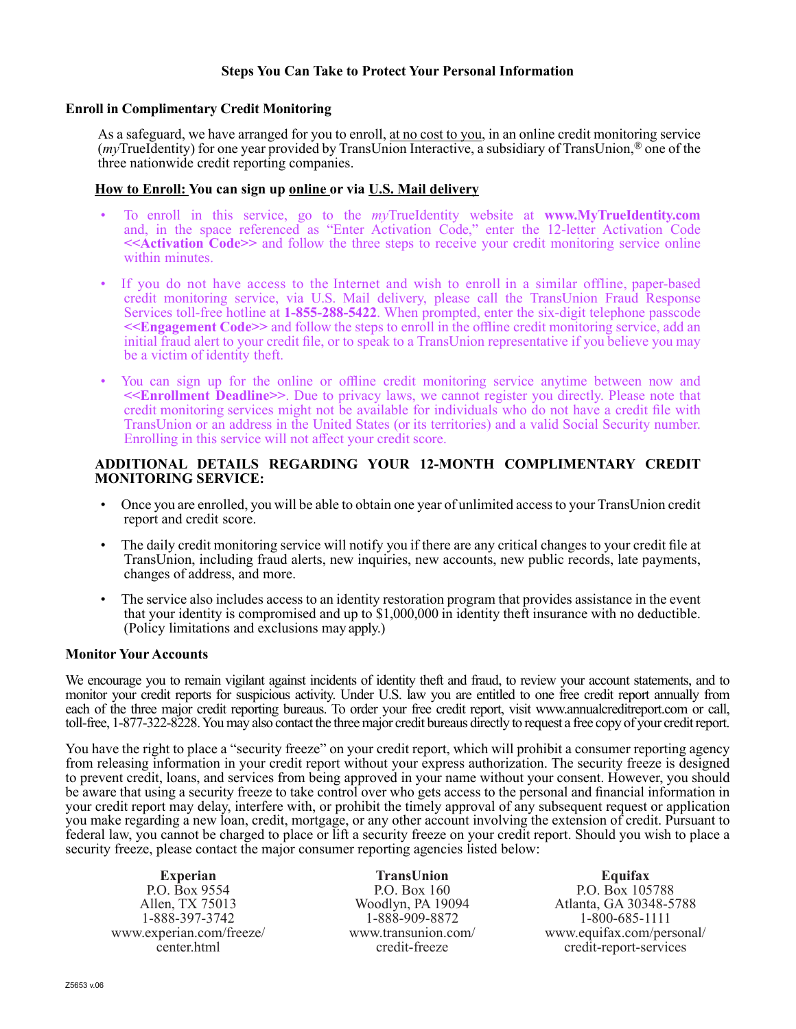## Steps You Can Take to Protect Your Personal Information

### Enroll in Complimentary Credit Monitoring

As a safeguard, we have arranged for you to enroll, at no cost to you, in an online credit monitoring service (*my*TrueIdentity) for one year provided by TransUnion Interactive, a subsidiary of TransUnion,® one of the three nationwide credit reporting companies.

**How to Enroll: You can sign up online or via U.S. Mail delivery**

- To enroll in this service, go to the *my*TrueIdentity website at **www.MyTrueIdentity.com** and, in the space referenced as "Enter Activation Code," enter the 12-letter Activation Code **<<Activation Code>>** and follow the three steps to receive your credit monitoring service online within minutes.
- If you do not have access to the Internet and wish to enroll in a similar offline, paper-based credit monitoring service, via U.S. Mail delivery, please call the TransUnion Fraud Response Services toll-free hotline at **1-855-288-5422**. When prompted, enter the six-digit telephone passcode **<<Engagement Code>>** and follow the steps to enroll in the offline credit monitoring service, add an initial fraud alert to your credit file, or to speak to a TransUnion representative if you believe you may be a victim of identity theft.
- You can sign up for the online or offline credit monitoring service anytime between now and **<<Enrollment Deadline>>**. Due to privacy laws, we cannot register you directly. Please note that credit monitoring services might not be available for individuals who do not have a credit file with TransUnion or an address in the United States (or its territories) and a valid Social Security number. Enrolling in this service will not affect your credit score.

**ADDITIONAL DETAILS REGARDING YOUR 12-MONTH COMPLIMENTARY CREDIT MONITORING SERVICE:**

- Once you are enrolled, you will be able to obtain one year of unlimited access to your TransUnion credit report and credit score.
- The daily credit monitoring service will notify you if there are any critical changes to your credit file at TransUnion, including fraud alerts, new inquiries, new accounts, new public records, late payments, changes of address, and more.
- The service also includes access to an identity restoration program that provides assistance in the event that your identity is compromised and up to $1,000,000 in identity theft insurance with no deductible. (Policy limitations and exclusions may apply.)

### Monitor Your Accounts

We encourage you to remain vigilant against incidents of identity theft and fraud, to review your account statements, and to monitor your credit reports for suspicious activity. Under U.S. law you are entitled to one free credit report annually from each of the three major credit reporting bureaus. To order your free credit report, visit www.annualcreditreport.com or call, toll-free, 1-877-322-8228. You may also contact the three major credit bureaus directly to request a free copy of your credit report.

You have the right to place a "security freeze" on your credit report, which will prohibit a consumer reporting agency from releasing information in your credit report without your express authorization. The security freeze is designed to prevent credit, loans, and services from being approved in your name without your consent. However, you should be aware that using a security freeze to take control over who gets access to the personal and financial information in your credit report may delay, interfere with, or prohibit the timely approval of any subsequent request or application you make regarding a new loan, credit, mortgage, or any other account involving the extension of credit. Pursuant to federal law, you cannot be charged to place or lift a security freeze on your credit report. Should you wish to place a security freeze, please contact the major consumer reporting agencies listed below:

| Experian | TransUnion | Equifax |
|---|---|---|
| P.O. Box 9554 | P.O. Box 160 | P.O. Box 105788 |
| Allen, TX 75013 | Woodlyn, PA 19094 | Atlanta, GA 30348-5788 |
| 1-888-397-3742 | 1-888-909-8872 | 1-800-685-1111 |
| www.experian.com/freeze/center.html | www.transunion.com/credit-freeze | www.equifax.com/personal/credit-report-services |

Z5653 v.06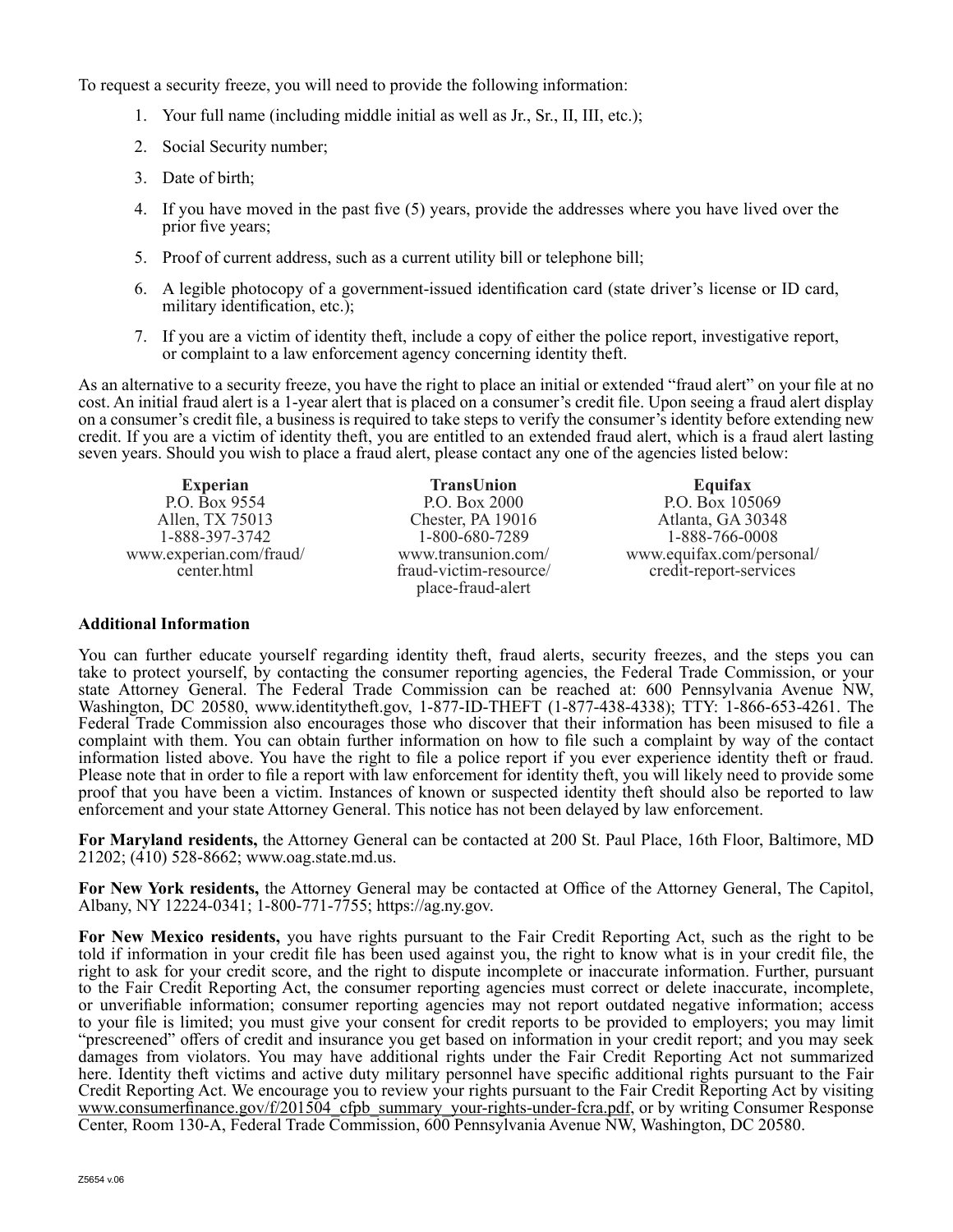To request a security freeze, you will need to provide the following information:

1. Your full name (including middle initial as well as Jr., Sr., II, III, etc.);
2. Social Security number;
3. Date of birth;
4. If you have moved in the past five (5) years, provide the addresses where you have lived over the prior five years;
5. Proof of current address, such as a current utility bill or telephone bill;
6. A legible photocopy of a government-issued identification card (state driver's license or ID card, military identification, etc.);
7. If you are a victim of identity theft, include a copy of either the police report, investigative report, or complaint to a law enforcement agency concerning identity theft.

As an alternative to a security freeze, you have the right to place an initial or extended "fraud alert" on your file at no cost. An initial fraud alert is a 1-year alert that is placed on a consumer's credit file. Upon seeing a fraud alert display on a consumer's credit file, a business is required to take steps to verify the consumer's identity before extending new credit. If you are a victim of identity theft, you are entitled to an extended fraud alert, which is a fraud alert lasting seven years. Should you wish to place a fraud alert, please contact any one of the agencies listed below:

| Experian | TransUnion | Equifax |
|---|---|---|
| P.O. Box 9554 | P.O. Box 2000 | P.O. Box 105069 |
| Allen, TX 75013 | Chester, PA 19016 | Atlanta, GA 30348 |
| 1-888-397-3742 | 1-800-680-7289 | 1-888-766-0008 |
| www.experian.com/fraud/center.html | www.transunion.com/fraud-victim-resource/place-fraud-alert | www.equifax.com/personal/credit-report-services |

**Additional Information**

You can further educate yourself regarding identity theft, fraud alerts, security freezes, and the steps you can take to protect yourself, by contacting the consumer reporting agencies, the Federal Trade Commission, or your state Attorney General. The Federal Trade Commission can be reached at: 600 Pennsylvania Avenue NW, Washington, DC 20580, www.identitytheft.gov, 1-877-ID-THEFT (1-877-438-4338); TTY: 1-866-653-4261. The Federal Trade Commission also encourages those who discover that their information has been misused to file a complaint with them. You can obtain further information on how to file such a complaint by way of the contact information listed above. You have the right to file a police report if you ever experience identity theft or fraud. Please note that in order to file a report with law enforcement for identity theft, you will likely need to provide some proof that you have been a victim. Instances of known or suspected identity theft should also be reported to law enforcement and your state Attorney General. This notice has not been delayed by law enforcement.

**For Maryland residents,** the Attorney General can be contacted at 200 St. Paul Place, 16th Floor, Baltimore, MD 21202; (410) 528-8662; www.oag.state.md.us.

**For New York residents,** the Attorney General may be contacted at Office of the Attorney General, The Capitol, Albany, NY 12224-0341; 1-800-771-7755; https://ag.ny.gov.

**For New Mexico residents,** you have rights pursuant to the Fair Credit Reporting Act, such as the right to be told if information in your credit file has been used against you, the right to know what is in your credit file, the right to ask for your credit score, and the right to dispute incomplete or inaccurate information. Further, pursuant to the Fair Credit Reporting Act, the consumer reporting agencies must correct or delete inaccurate, incomplete, or unverifiable information; consumer reporting agencies may not report outdated negative information; access to your file is limited; you must give your consent for credit reports to be provided to employers; you may limit "prescreened" offers of credit and insurance you get based on information in your credit report; and you may seek damages from violators. You may have additional rights under the Fair Credit Reporting Act not summarized here. Identity theft victims and active duty military personnel have specific additional rights pursuant to the Fair Credit Reporting Act. We encourage you to review your rights pursuant to the Fair Credit Reporting Act by visiting www.consumerfinance.gov/f/201504_cfpb_summary_your-rights-under-fcra.pdf, or by writing Consumer Response Center, Room 130-A, Federal Trade Commission, 600 Pennsylvania Avenue NW, Washington, DC 20580.

Z5654 v.06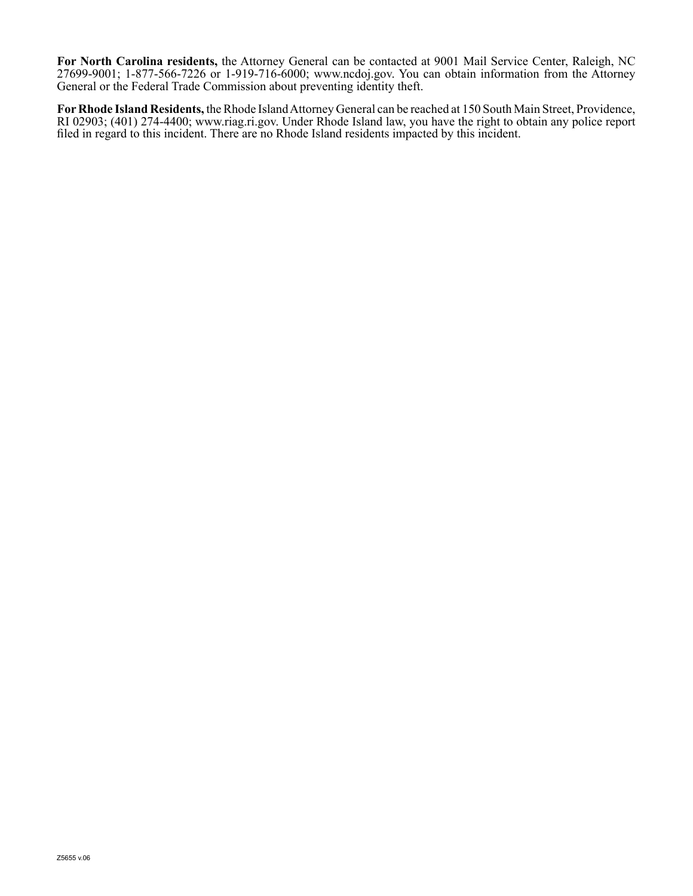**For North Carolina residents,** the Attorney General can be contacted at 9001 Mail Service Center, Raleigh, NC 27699-9001; 1-877-566-7226 or 1-919-716-6000; www.ncdoj.gov. You can obtain information from the Attorney General or the Federal Trade Commission about preventing identity theft.

**For Rhode Island Residents,** the Rhode Island Attorney General can be reached at 150 South Main Street, Providence, RI 02903; (401) 274-4400; www.riag.ri.gov. Under Rhode Island law, you have the right to obtain any police report filed in regard to this incident. There are no Rhode Island residents impacted by this incident.

Z5655 v.06